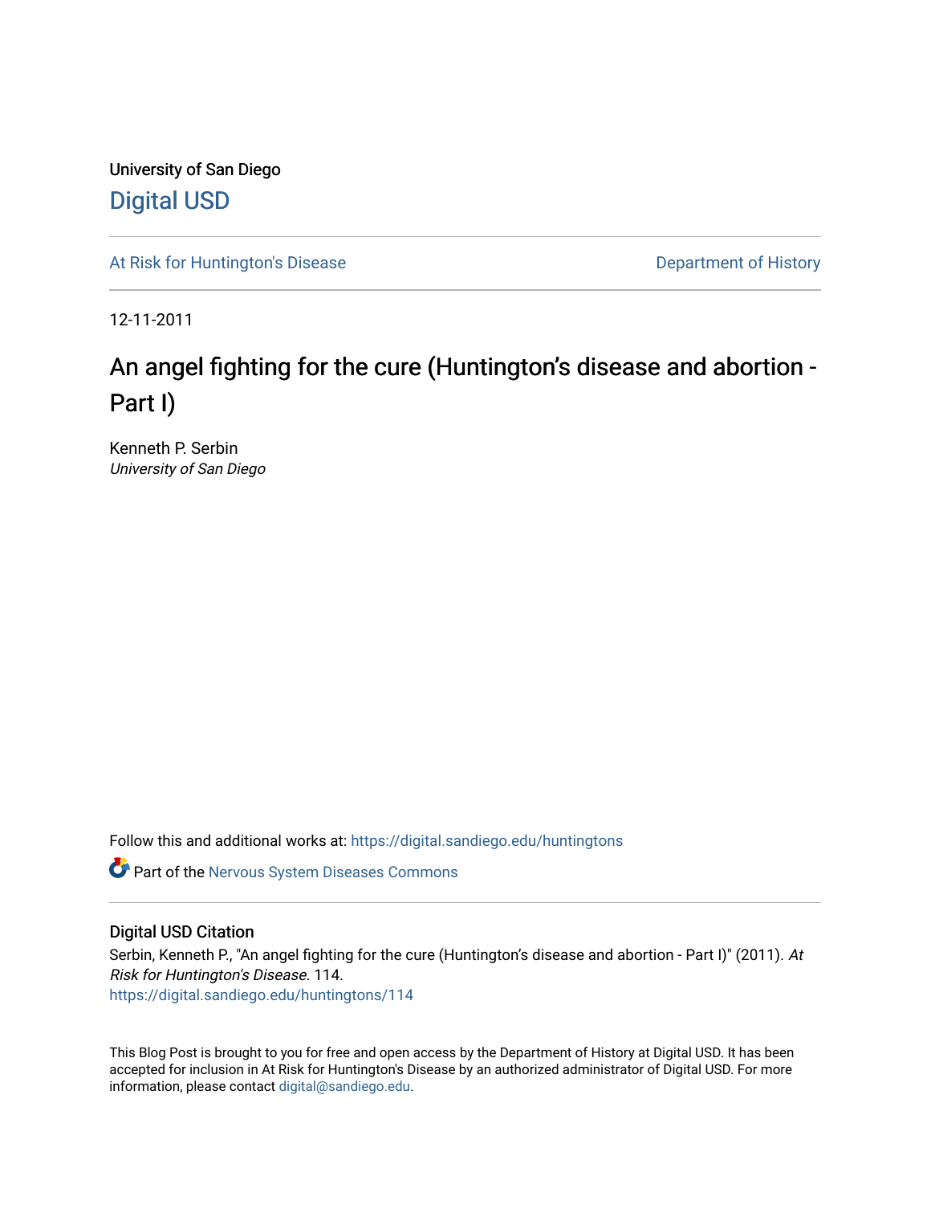University of San Diego

Digital USD

At Risk for Huntington's Disease

Department of History

12-11-2011

# An angel fighting for the cure (Huntington's disease and abortion - Part I)

Kenneth P. Serbin
*University of San Diego*

Follow this and additional works at: https://digital.sandiego.edu/huntingtons

Part of the Nervous System Diseases Commons

## Digital USD Citation

Serbin, Kenneth P., "An angel fighting for the cure (Huntington's disease and abortion - Part I)" (2011). *At Risk for Huntington's Disease*. 114.
https://digital.sandiego.edu/huntingtons/114

This Blog Post is brought to you for free and open access by the Department of History at Digital USD. It has been accepted for inclusion in At Risk for Huntington's Disease by an authorized administrator of Digital USD. For more information, please contact digital@sandiego.edu.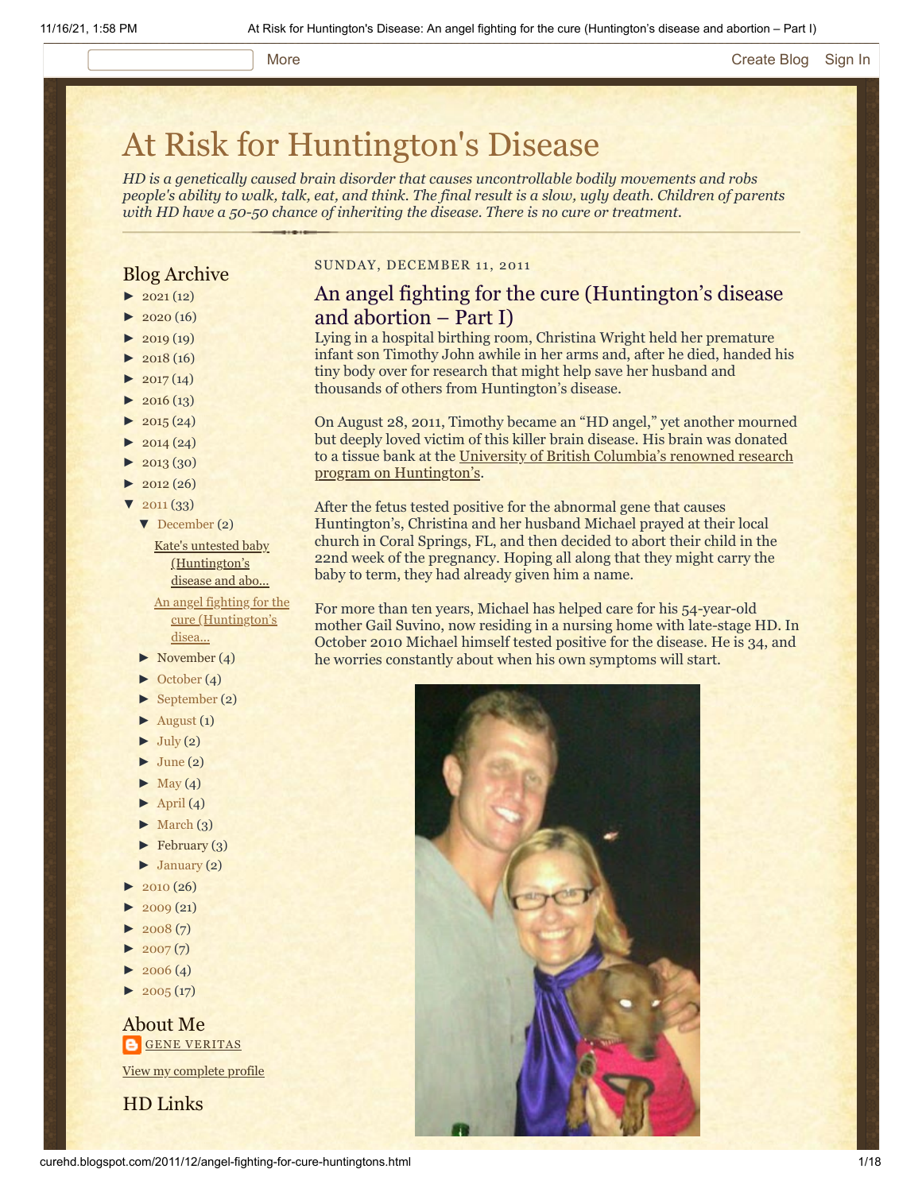# At Risk for Huntington's Disease

*HD is a genetically caused brain disorder that causes uncontrollable bodily movements and robs people's ability to walk, talk, eat, and think. The final result is a slow, ugly death. Children of parents with HD have a 50-50 chance of inheriting the disease. There is no cure or treatment.*

## Blog Archive

- ► 2021 (12)
- ► 2020 (16)
- ► 2019 (19)
- ► 2018 (16)
- ► 2017 (14)
- ► 2016 (13)
- ► 2015 (24)
- ► 2014 (24)
- ► 2013 (30)
- ► 2012 (26)
- ▼ 2011 (33)
  - ▼ December (2)
    - Kate's untested baby (Huntington's disease and abo...
    - An angel fighting for the cure (Huntington's disea...
  - ► November (4)
  - ► October (4)
  - ► September (2)
  - ► August (1)
  - ► July (2)
  - ► June (2)
  - ► May (4)
  - ► April (4)
  - ► March (3)
  - ► February (3)
  - ► January (2)
- ► 2010 (26)
- ► 2009 (21)
- ► 2008 (7)
- ► 2007 (7)
- ► 2006 (4)
- ► 2005 (17)

## About Me

GENE VERITAS

View my complete profile

## HD Links

SUNDAY, DECEMBER 11, 2011

## An angel fighting for the cure (Huntington's disease and abortion – Part I)

Lying in a hospital birthing room, Christina Wright held her premature infant son Timothy John awhile in her arms and, after he died, handed his tiny body over for research that might help save her husband and thousands of others from Huntington's disease.

On August 28, 2011, Timothy became an "HD angel," yet another mourned but deeply loved victim of this killer brain disease. His brain was donated to a tissue bank at the University of British Columbia's renowned research program on Huntington's.

After the fetus tested positive for the abnormal gene that causes Huntington's, Christina and her husband Michael prayed at their local church in Coral Springs, FL, and then decided to abort their child in the 22nd week of the pregnancy. Hoping all along that they might carry the baby to term, they had already given him a name.

For more than ten years, Michael has helped care for his 54-year-old mother Gail Suvino, now residing in a nursing home with late-stage HD. In October 2010 Michael himself tested positive for the disease. He is 34, and he worries constantly about when his own symptoms will start.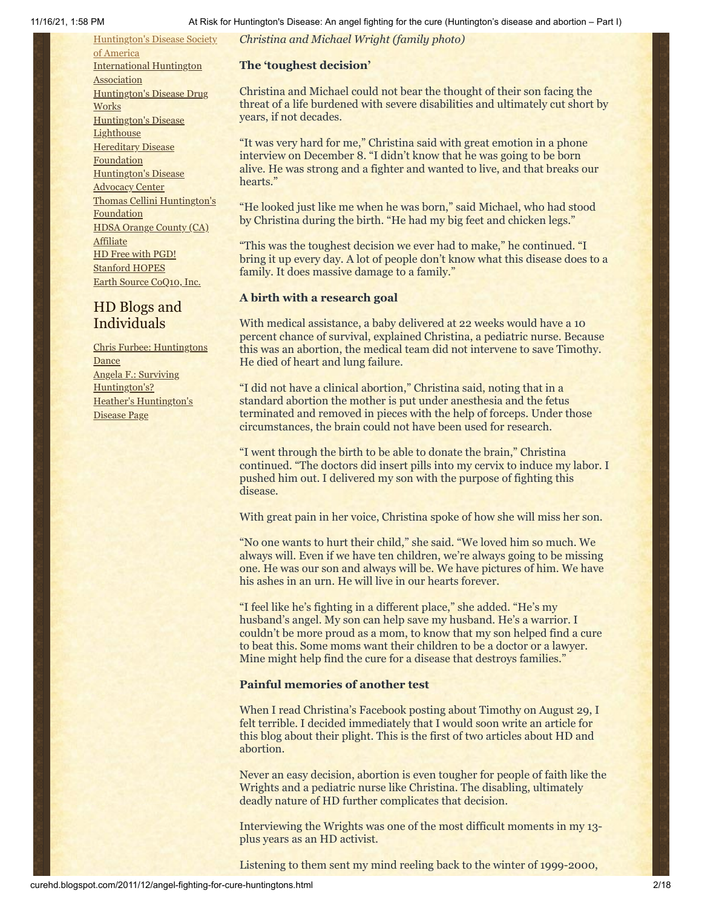[Huntington's Disease Society of America](#)
[International Huntington Association](#)
[Huntington's Disease Drug Works](#)
[Huntington's Disease Lighthouse](#)
[Hereditary Disease Foundation](#)
[Huntington's Disease Advocacy Center](#)
[Thomas Cellini Huntington's Foundation](#)
[HDSA Orange County (CA) Affiliate](#)
[HD Free with PGD!](#)
[Stanford HOPES](#)
[Earth Source CoQ10, Inc.](#)

## HD Blogs and Individuals

[Chris Furbee: Huntingtons Dance](#)
[Angela F.: Surviving Huntington's?](#)
[Heather's Huntington's Disease Page](#)

*Christina and Michael Wright (family photo)*

### The 'toughest decision'

Christina and Michael could not bear the thought of their son facing the threat of a life burdened with severe disabilities and ultimately cut short by years, if not decades.

"It was very hard for me," Christina said with great emotion in a phone interview on December 8. "I didn't know that he was going to be born alive. He was strong and a fighter and wanted to live, and that breaks our hearts."

"He looked just like me when he was born," said Michael, who had stood by Christina during the birth. "He had my big feet and chicken legs."

"This was the toughest decision we ever had to make," he continued. "I bring it up every day. A lot of people don't know what this disease does to a family. It does massive damage to a family."

### A birth with a research goal

With medical assistance, a baby delivered at 22 weeks would have a 10 percent chance of survival, explained Christina, a pediatric nurse. Because this was an abortion, the medical team did not intervene to save Timothy. He died of heart and lung failure.

"I did not have a clinical abortion," Christina said, noting that in a standard abortion the mother is put under anesthesia and the fetus terminated and removed in pieces with the help of forceps. Under those circumstances, the brain could not have been used for research.

"I went through the birth to be able to donate the brain," Christina continued. "The doctors did insert pills into my cervix to induce my labor. I pushed him out. I delivered my son with the purpose of fighting this disease.

With great pain in her voice, Christina spoke of how she will miss her son.

"No one wants to hurt their child," she said. "We loved him so much. We always will. Even if we have ten children, we're always going to be missing one. He was our son and always will be. We have pictures of him. We have his ashes in an urn. He will live in our hearts forever.

"I feel like he's fighting in a different place," she added. "He's my husband's angel. My son can help save my husband. He's a warrior. I couldn't be more proud as a mom, to know that my son helped find a cure to beat this. Some moms want their children to be a doctor or a lawyer. Mine might help find the cure for a disease that destroys families."

### Painful memories of another test

When I read Christina's Facebook posting about Timothy on August 29, I felt terrible. I decided immediately that I would soon write an article for this blog about their plight. This is the first of two articles about HD and abortion.

Never an easy decision, abortion is even tougher for people of faith like the Wrights and a pediatric nurse like Christina. The disabling, ultimately deadly nature of HD further complicates that decision.

Interviewing the Wrights was one of the most difficult moments in my 13-plus years as an HD activist.

Listening to them sent my mind reeling back to the winter of 1999-2000,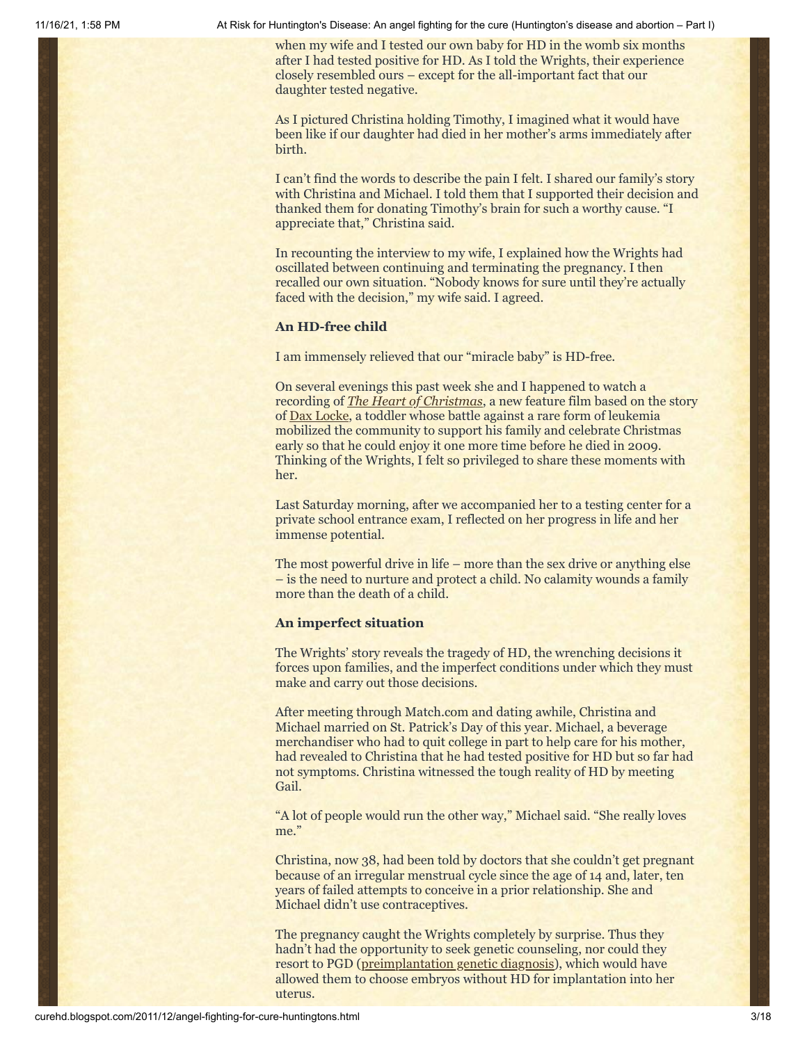when my wife and I tested our own baby for HD in the womb six months after I had tested positive for HD. As I told the Wrights, their experience closely resembled ours – except for the all-important fact that our daughter tested negative.

As I pictured Christina holding Timothy, I imagined what it would have been like if our daughter had died in her mother's arms immediately after birth.

I can't find the words to describe the pain I felt. I shared our family's story with Christina and Michael. I told them that I supported their decision and thanked them for donating Timothy's brain for such a worthy cause. "I appreciate that," Christina said.

In recounting the interview to my wife, I explained how the Wrights had oscillated between continuing and terminating the pregnancy. I then recalled our own situation. "Nobody knows for sure until they're actually faced with the decision," my wife said. I agreed.

### An HD-free child

I am immensely relieved that our "miracle baby" is HD-free.

On several evenings this past week she and I happened to watch a recording of *The Heart of Christmas*, a new feature film based on the story of Dax Locke, a toddler whose battle against a rare form of leukemia mobilized the community to support his family and celebrate Christmas early so that he could enjoy it one more time before he died in 2009. Thinking of the Wrights, I felt so privileged to share these moments with her.

Last Saturday morning, after we accompanied her to a testing center for a private school entrance exam, I reflected on her progress in life and her immense potential.

The most powerful drive in life – more than the sex drive or anything else – is the need to nurture and protect a child. No calamity wounds a family more than the death of a child.

### An imperfect situation

The Wrights' story reveals the tragedy of HD, the wrenching decisions it forces upon families, and the imperfect conditions under which they must make and carry out those decisions.

After meeting through Match.com and dating awhile, Christina and Michael married on St. Patrick's Day of this year. Michael, a beverage merchandiser who had to quit college in part to help care for his mother, had revealed to Christina that he had tested positive for HD but so far had not symptoms. Christina witnessed the tough reality of HD by meeting Gail.

"A lot of people would run the other way," Michael said. "She really loves me."

Christina, now 38, had been told by doctors that she couldn't get pregnant because of an irregular menstrual cycle since the age of 14 and, later, ten years of failed attempts to conceive in a prior relationship. She and Michael didn't use contraceptives.

The pregnancy caught the Wrights completely by surprise. Thus they hadn't had the opportunity to seek genetic counseling, nor could they resort to PGD (preimplantation genetic diagnosis), which would have allowed them to choose embryos without HD for implantation into her uterus.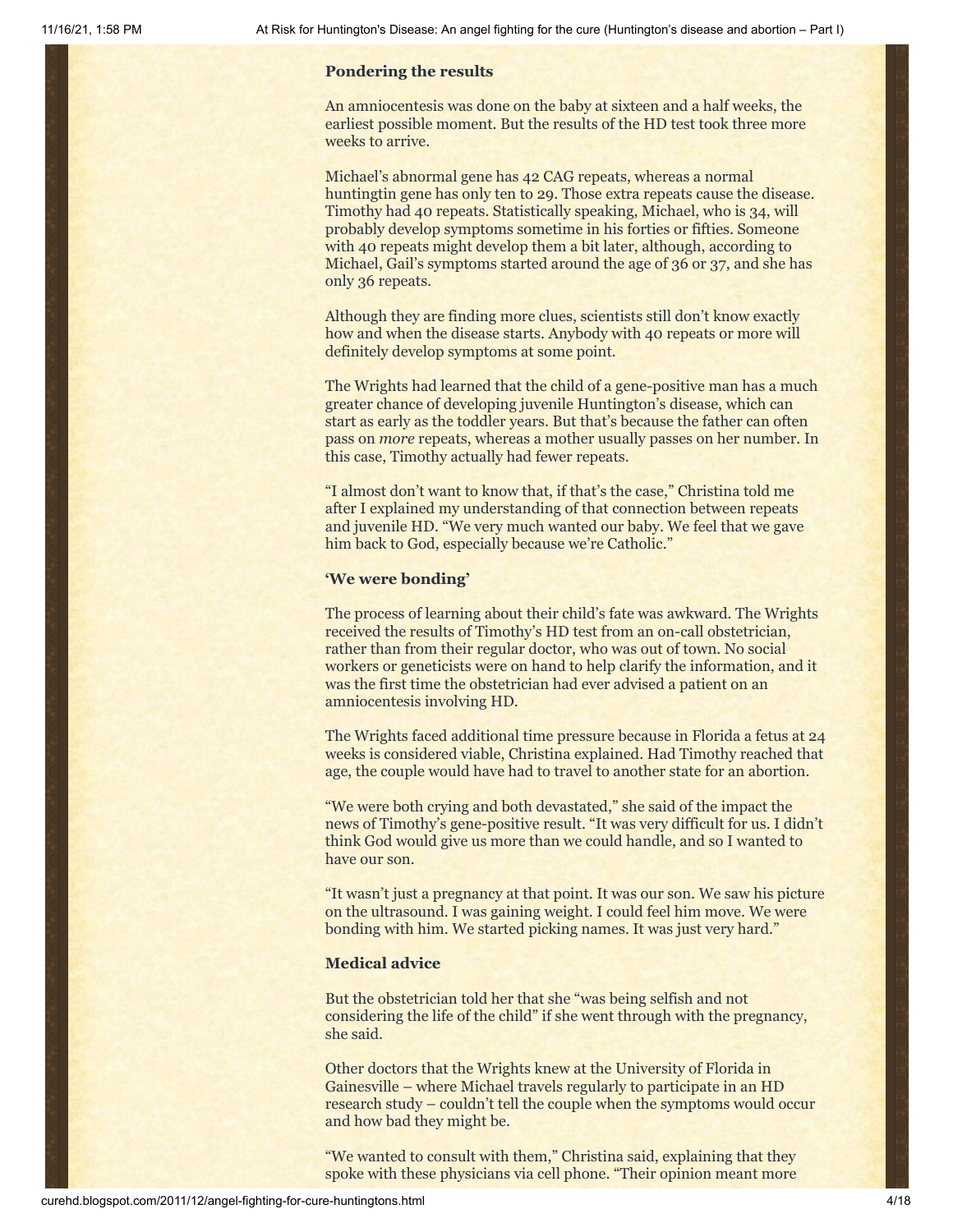**Pondering the results**

An amniocentesis was done on the baby at sixteen and a half weeks, the earliest possible moment. But the results of the HD test took three more weeks to arrive.

Michael's abnormal gene has 42 CAG repeats, whereas a normal huntingtin gene has only ten to 29. Those extra repeats cause the disease. Timothy had 40 repeats. Statistically speaking, Michael, who is 34, will probably develop symptoms sometime in his forties or fifties. Someone with 40 repeats might develop them a bit later, although, according to Michael, Gail's symptoms started around the age of 36 or 37, and she has only 36 repeats.

Although they are finding more clues, scientists still don't know exactly how and when the disease starts. Anybody with 40 repeats or more will definitely develop symptoms at some point.

The Wrights had learned that the child of a gene-positive man has a much greater chance of developing juvenile Huntington's disease, which can start as early as the toddler years. But that's because the father can often pass on *more* repeats, whereas a mother usually passes on her number. In this case, Timothy actually had fewer repeats.

"I almost don't want to know that, if that's the case," Christina told me after I explained my understanding of that connection between repeats and juvenile HD. "We very much wanted our baby. We feel that we gave him back to God, especially because we're Catholic."

**'We were bonding'**

The process of learning about their child's fate was awkward. The Wrights received the results of Timothy's HD test from an on-call obstetrician, rather than from their regular doctor, who was out of town. No social workers or geneticists were on hand to help clarify the information, and it was the first time the obstetrician had ever advised a patient on an amniocentesis involving HD.

The Wrights faced additional time pressure because in Florida a fetus at 24 weeks is considered viable, Christina explained. Had Timothy reached that age, the couple would have had to travel to another state for an abortion.

"We were both crying and both devastated," she said of the impact the news of Timothy's gene-positive result. "It was very difficult for us. I didn't think God would give us more than we could handle, and so I wanted to have our son.

"It wasn't just a pregnancy at that point. It was our son. We saw his picture on the ultrasound. I was gaining weight. I could feel him move. We were bonding with him. We started picking names. It was just very hard."

**Medical advice**

But the obstetrician told her that she "was being selfish and not considering the life of the child" if she went through with the pregnancy, she said.

Other doctors that the Wrights knew at the University of Florida in Gainesville – where Michael travels regularly to participate in an HD research study – couldn't tell the couple when the symptoms would occur and how bad they might be.

"We wanted to consult with them," Christina said, explaining that they spoke with these physicians via cell phone. "Their opinion meant more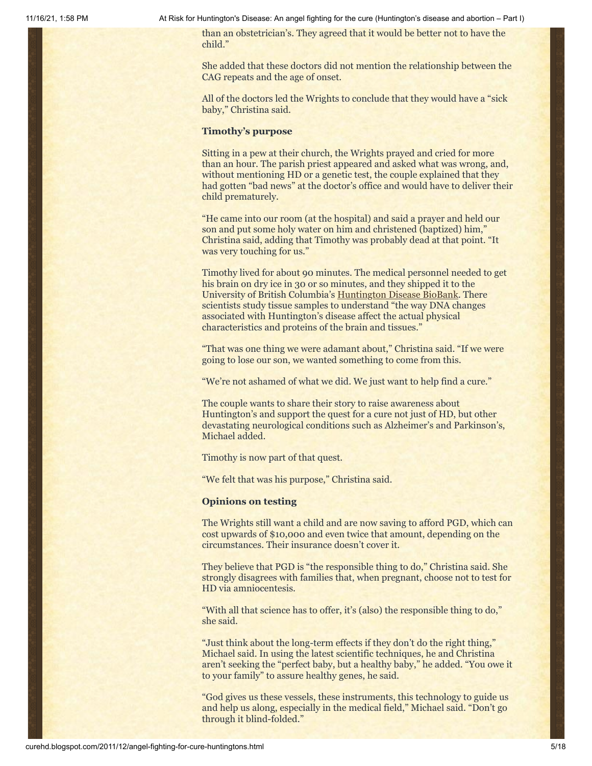than an obstetrician's. They agreed that it would be better not to have the child."

She added that these doctors did not mention the relationship between the CAG repeats and the age of onset.

All of the doctors led the Wrights to conclude that they would have a "sick baby," Christina said.

**Timothy's purpose**

Sitting in a pew at their church, the Wrights prayed and cried for more than an hour. The parish priest appeared and asked what was wrong, and, without mentioning HD or a genetic test, the couple explained that they had gotten "bad news" at the doctor's office and would have to deliver their child prematurely.

"He came into our room (at the hospital) and said a prayer and held our son and put some holy water on him and christened (baptized) him," Christina said, adding that Timothy was probably dead at that point. "It was very touching for us."

Timothy lived for about 90 minutes. The medical personnel needed to get his brain on dry ice in 30 or so minutes, and they shipped it to the University of British Columbia's Huntington Disease BioBank. There scientists study tissue samples to understand "the way DNA changes associated with Huntington's disease affect the actual physical characteristics and proteins of the brain and tissues."

"That was one thing we were adamant about," Christina said. "If we were going to lose our son, we wanted something to come from this.

"We're not ashamed of what we did. We just want to help find a cure."

The couple wants to share their story to raise awareness about Huntington's and support the quest for a cure not just of HD, but other devastating neurological conditions such as Alzheimer's and Parkinson's, Michael added.

Timothy is now part of that quest.

"We felt that was his purpose," Christina said.

**Opinions on testing**

The Wrights still want a child and are now saving to afford PGD, which can cost upwards of $10,000 and even twice that amount, depending on the circumstances. Their insurance doesn't cover it.

They believe that PGD is "the responsible thing to do," Christina said. She strongly disagrees with families that, when pregnant, choose not to test for HD via amniocentesis.

"With all that science has to offer, it's (also) the responsible thing to do," she said.

"Just think about the long-term effects if they don't do the right thing," Michael said. In using the latest scientific techniques, he and Christina aren't seeking the "perfect baby, but a healthy baby," he added. "You owe it to your family" to assure healthy genes, he said.

"God gives us these vessels, these instruments, this technology to guide us and help us along, especially in the medical field," Michael said. "Don't go through it blind-folded."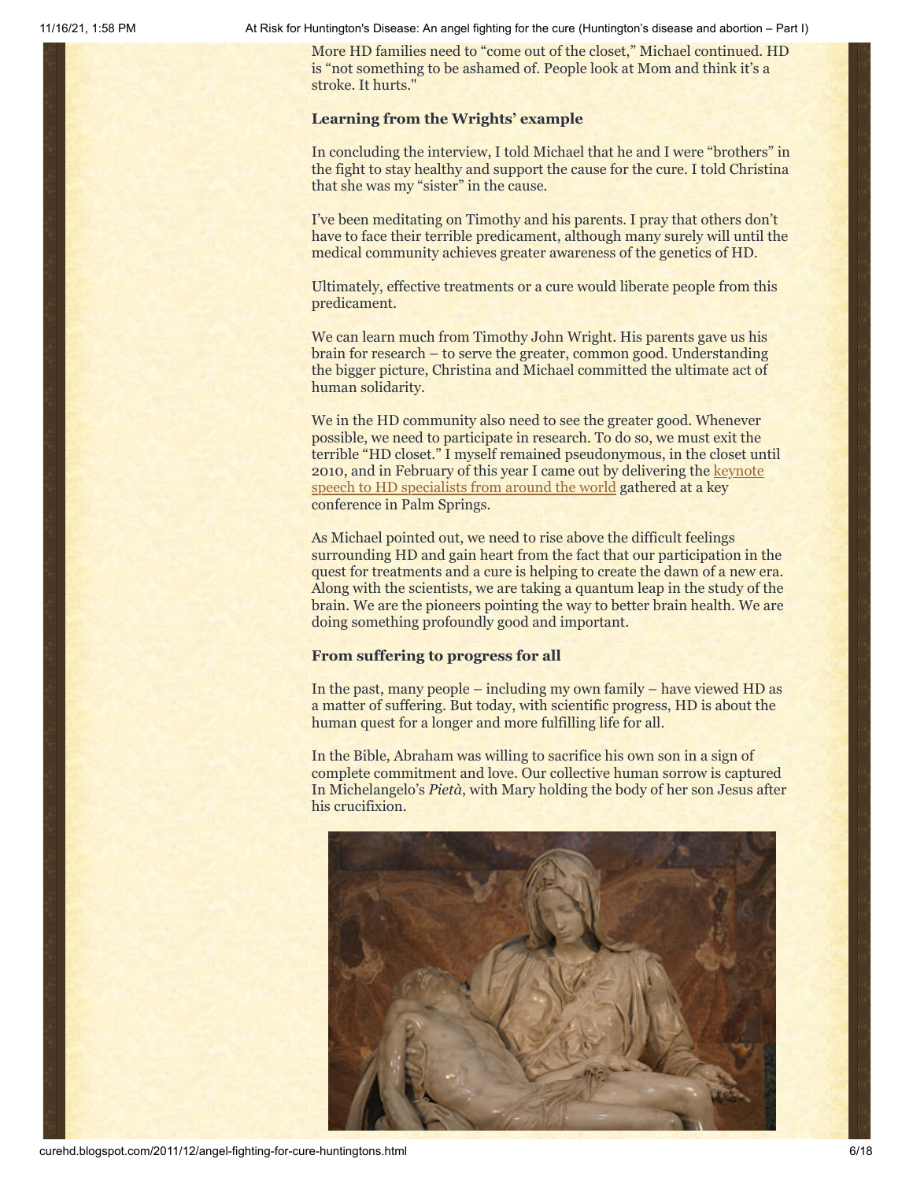More HD families need to "come out of the closet," Michael continued. HD is "not something to be ashamed of. People look at Mom and think it's a stroke. It hurts."

**Learning from the Wrights' example**

In concluding the interview, I told Michael that he and I were "brothers" in the fight to stay healthy and support the cause for the cure. I told Christina that she was my "sister" in the cause.

I've been meditating on Timothy and his parents. I pray that others don't have to face their terrible predicament, although many surely will until the medical community achieves greater awareness of the genetics of HD.

Ultimately, effective treatments or a cure would liberate people from this predicament.

We can learn much from Timothy John Wright. His parents gave us his brain for research – to serve the greater, common good. Understanding the bigger picture, Christina and Michael committed the ultimate act of human solidarity.

We in the HD community also need to see the greater good. Whenever possible, we need to participate in research. To do so, we must exit the terrible "HD closet." I myself remained pseudonymous, in the closet until 2010, and in February of this year I came out by delivering the keynote speech to HD specialists from around the world gathered at a key conference in Palm Springs.

As Michael pointed out, we need to rise above the difficult feelings surrounding HD and gain heart from the fact that our participation in the quest for treatments and a cure is helping to create the dawn of a new era. Along with the scientists, we are taking a quantum leap in the study of the brain. We are the pioneers pointing the way to better brain health. We are doing something profoundly good and important.

**From suffering to progress for all**

In the past, many people – including my own family – have viewed HD as a matter of suffering. But today, with scientific progress, HD is about the human quest for a longer and more fulfilling life for all.

In the Bible, Abraham was willing to sacrifice his own son in a sign of complete commitment and love. Our collective human sorrow is captured In Michelangelo's *Pietà*, with Mary holding the body of her son Jesus after his crucifixion.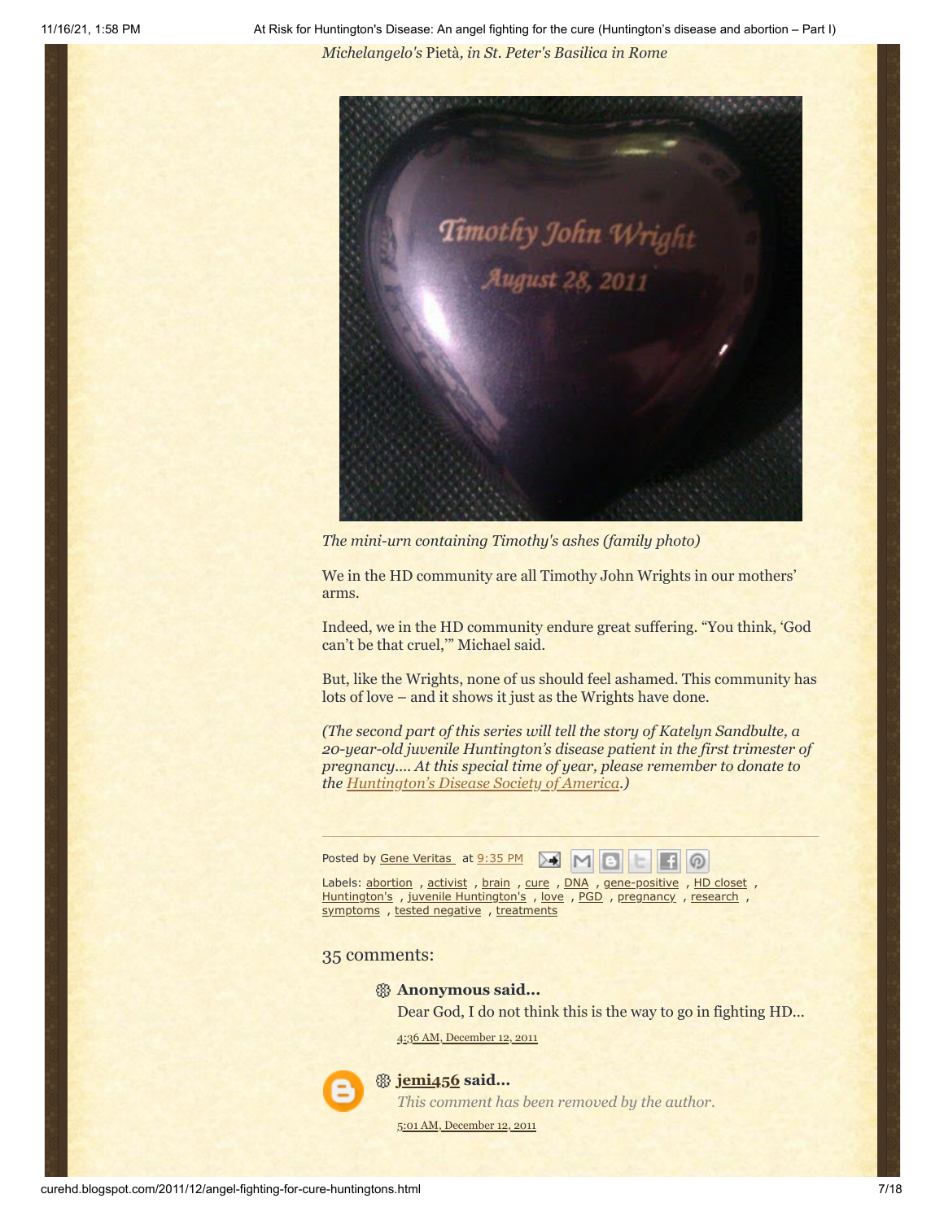*Michelangelo's* Pietà*, in St. Peter's Basilica in Rome*

*The mini-urn containing Timothy's ashes (family photo)*

We in the HD community are all Timothy John Wrights in our mothers' arms.

Indeed, we in the HD community endure great suffering. "You think, 'God can't be that cruel,'" Michael said.

But, like the Wrights, none of us should feel ashamed. This community has lots of love – and it shows it just as the Wrights have done.

*(The second part of this series will tell the story of Katelyn Sandbulte, a 20-year-old juvenile Huntington's disease patient in the first trimester of pregnancy.... At this special time of year, please remember to donate to the Huntington's Disease Society of America.)*

Posted by Gene Veritas at 9:35 PM

Labels: abortion , activist , brain , cure , DNA , gene-positive , HD closet , Huntington's , juvenile Huntington's , love , PGD , pregnancy , research , symptoms , tested negative , treatments

## 35 comments:

**Anonymous said...**

Dear God, I do not think this is the way to go in fighting HD...

4:36 AM, December 12, 2011

**jemi456 said...**

*This comment has been removed by the author.*

5:01 AM, December 12, 2011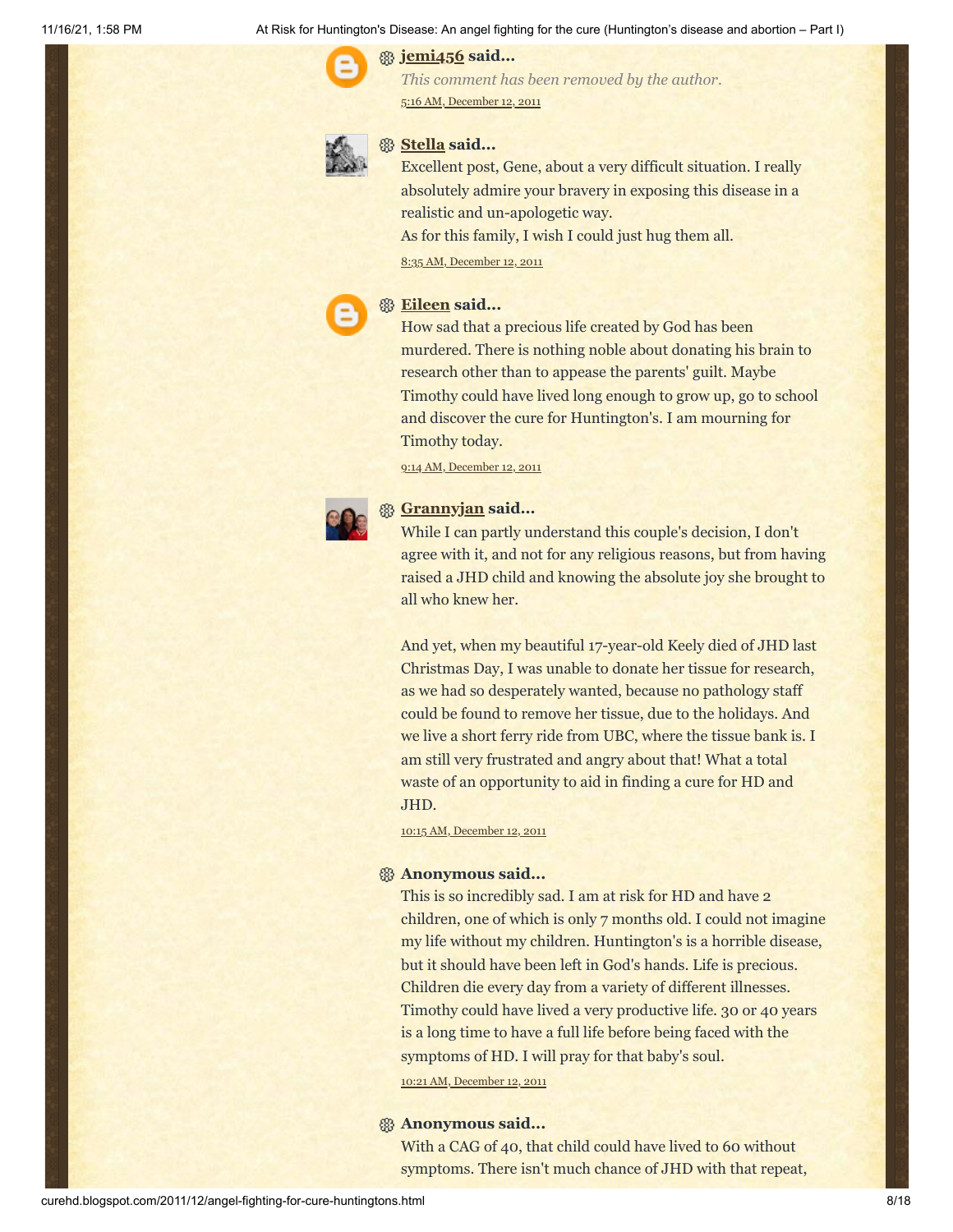**jemi456** said...

*This comment has been removed by the author.*

5:16 AM, December 12, 2011

**Stella** said...

Excellent post, Gene, about a very difficult situation. I really absolutely admire your bravery in exposing this disease in a realistic and un-apologetic way.
As for this family, I wish I could just hug them all.

8:35 AM, December 12, 2011

**Eileen** said...

How sad that a precious life created by God has been murdered. There is nothing noble about donating his brain to research other than to appease the parents' guilt. Maybe Timothy could have lived long enough to grow up, go to school and discover the cure for Huntington's. I am mourning for Timothy today.

9:14 AM, December 12, 2011

**Grannyjan** said...

While I can partly understand this couple's decision, I don't agree with it, and not for any religious reasons, but from having raised a JHD child and knowing the absolute joy she brought to all who knew her.

And yet, when my beautiful 17-year-old Keely died of JHD last Christmas Day, I was unable to donate her tissue for research, as we had so desperately wanted, because no pathology staff could be found to remove her tissue, due to the holidays. And we live a short ferry ride from UBC, where the tissue bank is. I am still very frustrated and angry about that! What a total waste of an opportunity to aid in finding a cure for HD and JHD.

10:15 AM, December 12, 2011

**Anonymous said...**

This is so incredibly sad. I am at risk for HD and have 2 children, one of which is only 7 months old. I could not imagine my life without my children. Huntington's is a horrible disease, but it should have been left in God's hands. Life is precious. Children die every day from a variety of different illnesses. Timothy could have lived a very productive life. 30 or 40 years is a long time to have a full life before being faced with the symptoms of HD. I will pray for that baby's soul.

10:21 AM, December 12, 2011

**Anonymous said...**

With a CAG of 40, that child could have lived to 60 without symptoms. There isn't much chance of JHD with that repeat,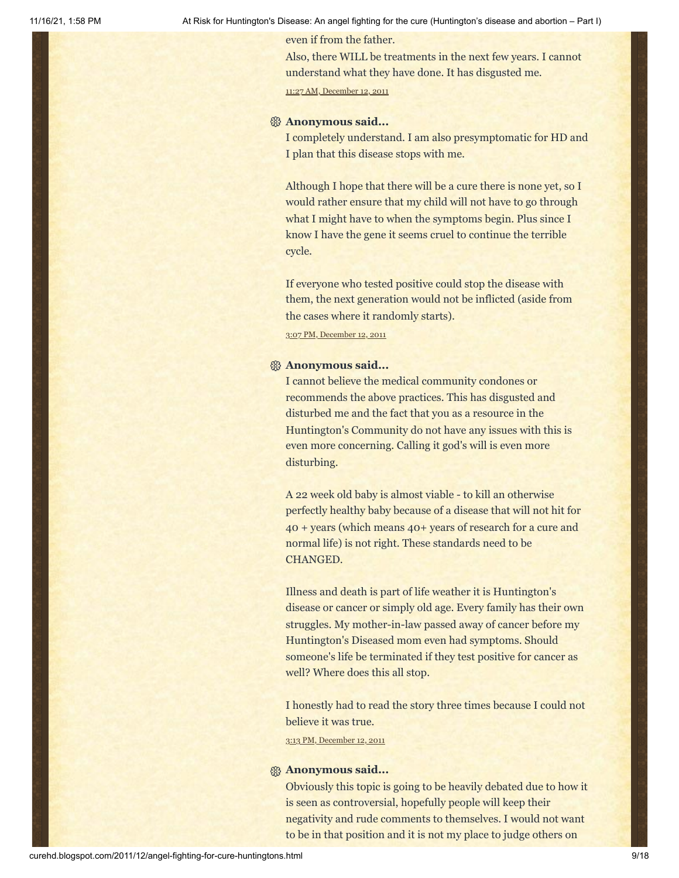even if from the father.

Also, there WILL be treatments in the next few years. I cannot understand what they have done. It has disgusted me.

11:27 AM, December 12, 2011

**Anonymous said...**

I completely understand. I am also presymptomatic for HD and I plan that this disease stops with me.

Although I hope that there will be a cure there is none yet, so I would rather ensure that my child will not have to go through what I might have to when the symptoms begin. Plus since I know I have the gene it seems cruel to continue the terrible cycle.

If everyone who tested positive could stop the disease with them, the next generation would not be inflicted (aside from the cases where it randomly starts).

3:07 PM, December 12, 2011

**Anonymous said...**

I cannot believe the medical community condones or recommends the above practices. This has disgusted and disturbed me and the fact that you as a resource in the Huntington's Community do not have any issues with this is even more concerning. Calling it god's will is even more disturbing.

A 22 week old baby is almost viable - to kill an otherwise perfectly healthy baby because of a disease that will not hit for 40 + years (which means 40+ years of research for a cure and normal life) is not right. These standards need to be CHANGED.

Illness and death is part of life weather it is Huntington's disease or cancer or simply old age. Every family has their own struggles. My mother-in-law passed away of cancer before my Huntington's Diseased mom even had symptoms. Should someone's life be terminated if they test positive for cancer as well? Where does this all stop.

I honestly had to read the story three times because I could not believe it was true.

3:13 PM, December 12, 2011

**Anonymous said...**

Obviously this topic is going to be heavily debated due to how it is seen as controversial, hopefully people will keep their negativity and rude comments to themselves. I would not want to be in that position and it is not my place to judge others on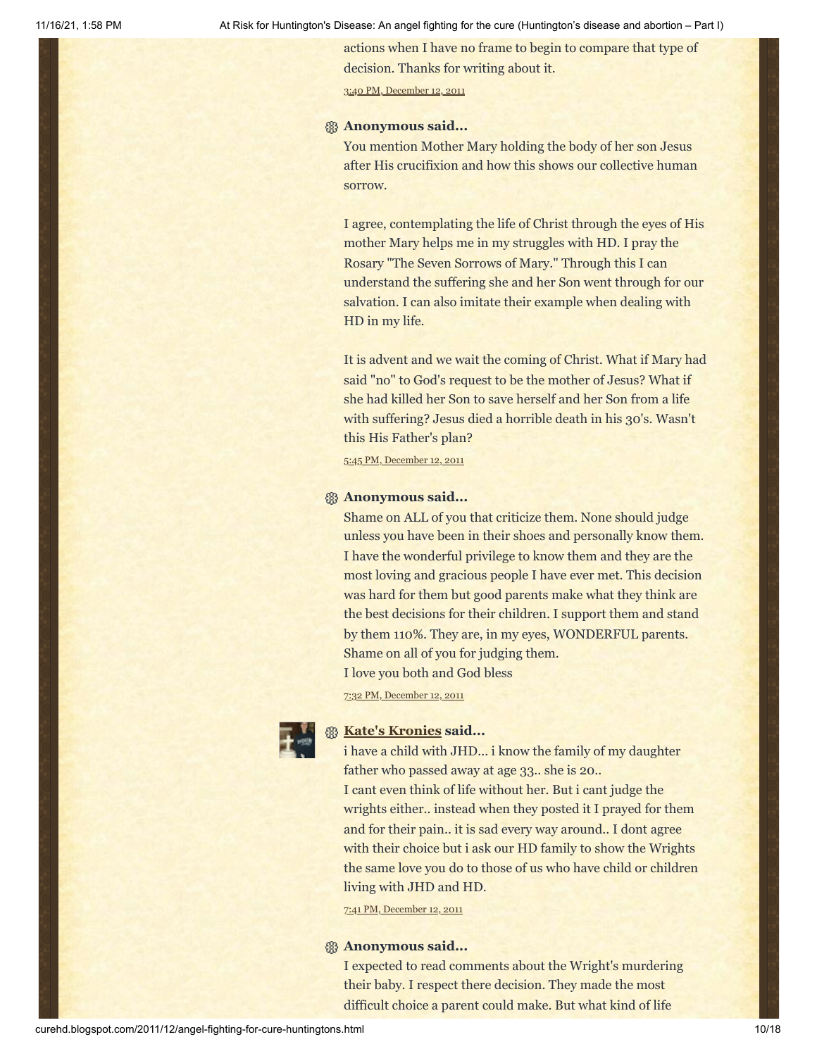actions when I have no frame to begin to compare that type of decision. Thanks for writing about it.

3:40 PM, December 12, 2011

**Anonymous said...**

You mention Mother Mary holding the body of her son Jesus after His crucifixion and how this shows our collective human sorrow.

I agree, contemplating the life of Christ through the eyes of His mother Mary helps me in my struggles with HD. I pray the Rosary "The Seven Sorrows of Mary." Through this I can understand the suffering she and her Son went through for our salvation. I can also imitate their example when dealing with HD in my life.

It is advent and we wait the coming of Christ. What if Mary had said "no" to God's request to be the mother of Jesus? What if she had killed her Son to save herself and her Son from a life with suffering? Jesus died a horrible death in his 30's. Wasn't this His Father's plan?

5:45 PM, December 12, 2011

**Anonymous said...**

Shame on ALL of you that criticize them. None should judge unless you have been in their shoes and personally know them. I have the wonderful privilege to know them and they are the most loving and gracious people I have ever met. This decision was hard for them but good parents make what they think are the best decisions for their children. I support them and stand by them 110%. They are, in my eyes, WONDERFUL parents. Shame on all of you for judging them.
I love you both and God bless

7:32 PM, December 12, 2011

**Kate's Kronies said...**

i have a child with JHD... i know the family of my daughter father who passed away at age 33.. she is 20..
I cant even think of life without her. But i cant judge the wrights either.. instead when they posted it I prayed for them and for their pain.. it is sad every way around.. I dont agree with their choice but i ask our HD family to show the Wrights the same love you do to those of us who have child or children living with JHD and HD.

7:41 PM, December 12, 2011

**Anonymous said...**

I expected to read comments about the Wright's murdering their baby. I respect there decision. They made the most difficult choice a parent could make. But what kind of life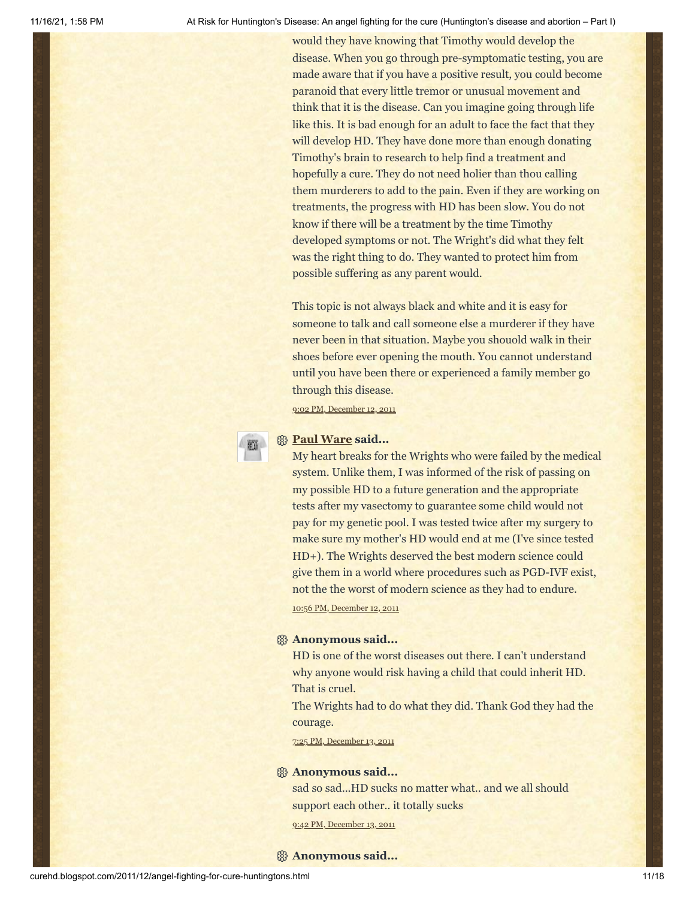would they have knowing that Timothy would develop the disease. When you go through pre-symptomatic testing, you are made aware that if you have a positive result, you could become paranoid that every little tremor or unusual movement and think that it is the disease. Can you imagine going through life like this. It is bad enough for an adult to face the fact that they will develop HD. They have done more than enough donating Timothy's brain to research to help find a treatment and hopefully a cure. They do not need holier than thou calling them murderers to add to the pain. Even if they are working on treatments, the progress with HD has been slow. You do not know if there will be a treatment by the time Timothy developed symptoms or not. The Wright's did what they felt was the right thing to do. They wanted to protect him from possible suffering as any parent would.

This topic is not always black and white and it is easy for someone to talk and call someone else a murderer if they have never been in that situation. Maybe you shouold walk in their shoes before ever opening the mouth. You cannot understand until you have been there or experienced a family member go through this disease.

9:02 PM, December 12, 2011

**Paul Ware said...**

My heart breaks for the Wrights who were failed by the medical system. Unlike them, I was informed of the risk of passing on my possible HD to a future generation and the appropriate tests after my vasectomy to guarantee some child would not pay for my genetic pool. I was tested twice after my surgery to make sure my mother's HD would end at me (I've since tested HD+). The Wrights deserved the best modern science could give them in a world where procedures such as PGD-IVF exist, not the the worst of modern science as they had to endure.

10:56 PM, December 12, 2011

**Anonymous said...**

HD is one of the worst diseases out there. I can't understand why anyone would risk having a child that could inherit HD. That is cruel.

The Wrights had to do what they did. Thank God they had the courage.

7:25 PM, December 13, 2011

**Anonymous said...**

sad so sad...HD sucks no matter what.. and we all should support each other.. it totally sucks

9:42 PM, December 13, 2011

**Anonymous said...**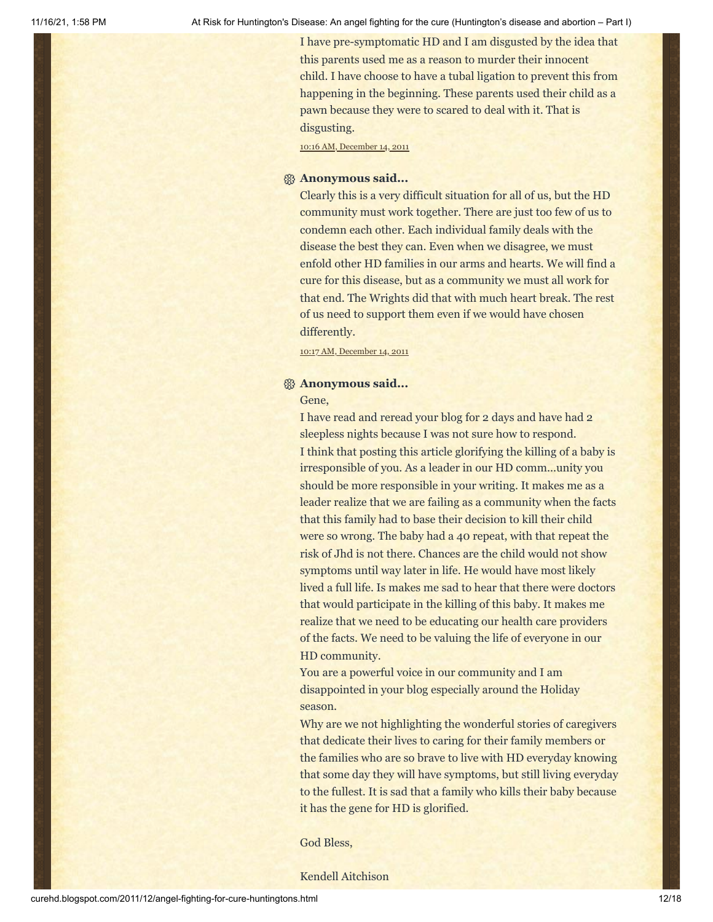I have pre-symptomatic HD and I am disgusted by the idea that this parents used me as a reason to murder their innocent child. I have choose to have a tubal ligation to prevent this from happening in the beginning. These parents used their child as a pawn because they were to scared to deal with it. That is disgusting.

10:16 AM, December 14, 2011

**Anonymous said...**

Clearly this is a very difficult situation for all of us, but the HD community must work together. There are just too few of us to condemn each other. Each individual family deals with the disease the best they can. Even when we disagree, we must enfold other HD families in our arms and hearts. We will find a cure for this disease, but as a community we must all work for that end. The Wrights did that with much heart break. The rest of us need to support them even if we would have chosen differently.

10:17 AM, December 14, 2011

**Anonymous said...**

Gene,

I have read and reread your blog for 2 days and have had 2 sleepless nights because I was not sure how to respond.

I think that posting this article glorifying the killing of a baby is irresponsible of you. As a leader in our HD comm...unity you should be more responsible in your writing. It makes me as a leader realize that we are failing as a community when the facts that this family had to base their decision to kill their child were so wrong. The baby had a 40 repeat, with that repeat the risk of Jhd is not there. Chances are the child would not show symptoms until way later in life. He would have most likely lived a full life. Is makes me sad to hear that there were doctors that would participate in the killing of this baby. It makes me realize that we need to be educating our health care providers of the facts. We need to be valuing the life of everyone in our HD community.

You are a powerful voice in our community and I am disappointed in your blog especially around the Holiday season.

Why are we not highlighting the wonderful stories of caregivers that dedicate their lives to caring for their family members or the families who are so brave to live with HD everyday knowing that some day they will have symptoms, but still living everyday to the fullest. It is sad that a family who kills their baby because it has the gene for HD is glorified.

God Bless,

Kendell Aitchison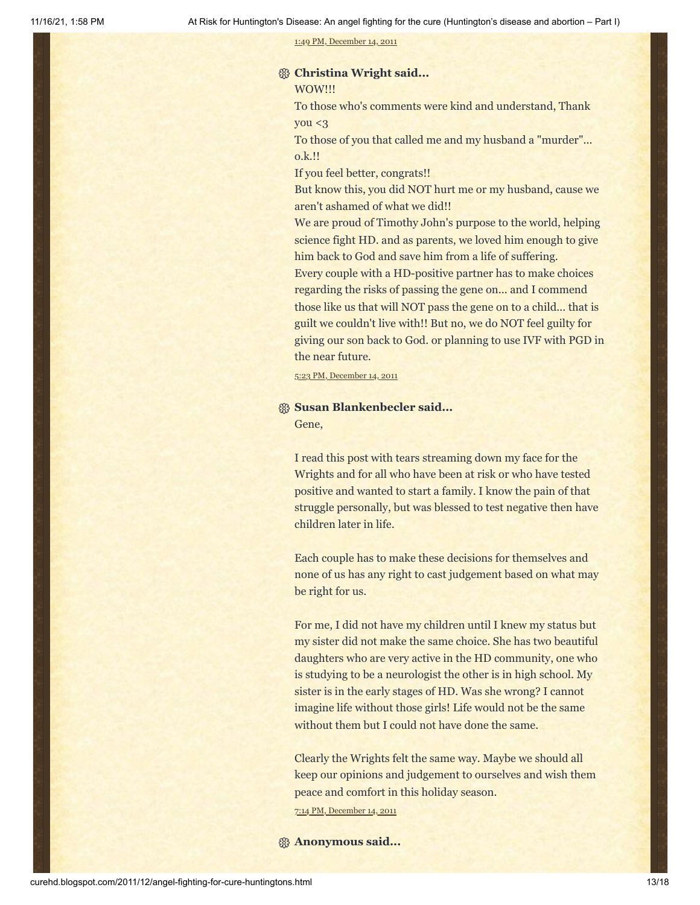1:49 PM, December 14, 2011

**Christina Wright said...**

WOW!!!

To those who's comments were kind and understand, Thank you <3

To those of you that called me and my husband a "murder"... o.k.!!

If you feel better, congrats!!

But know this, you did NOT hurt me or my husband, cause we aren't ashamed of what we did!!

We are proud of Timothy John's purpose to the world, helping science fight HD. and as parents, we loved him enough to give him back to God and save him from a life of suffering.

Every couple with a HD-positive partner has to make choices regarding the risks of passing the gene on... and I commend those like us that will NOT pass the gene on to a child... that is guilt we couldn't live with!! But no, we do NOT feel guilty for giving our son back to God. or planning to use IVF with PGD in the near future.

5:23 PM, December 14, 2011

**Susan Blankenbecler said...**

Gene,

I read this post with tears streaming down my face for the Wrights and for all who have been at risk or who have tested positive and wanted to start a family. I know the pain of that struggle personally, but was blessed to test negative then have children later in life.

Each couple has to make these decisions for themselves and none of us has any right to cast judgement based on what may be right for us.

For me, I did not have my children until I knew my status but my sister did not make the same choice. She has two beautiful daughters who are very active in the HD community, one who is studying to be a neurologist the other is in high school. My sister is in the early stages of HD. Was she wrong? I cannot imagine life without those girls! Life would not be the same without them but I could not have done the same.

Clearly the Wrights felt the same way. Maybe we should all keep our opinions and judgement to ourselves and wish them peace and comfort in this holiday season.

7:14 PM, December 14, 2011

**Anonymous said...**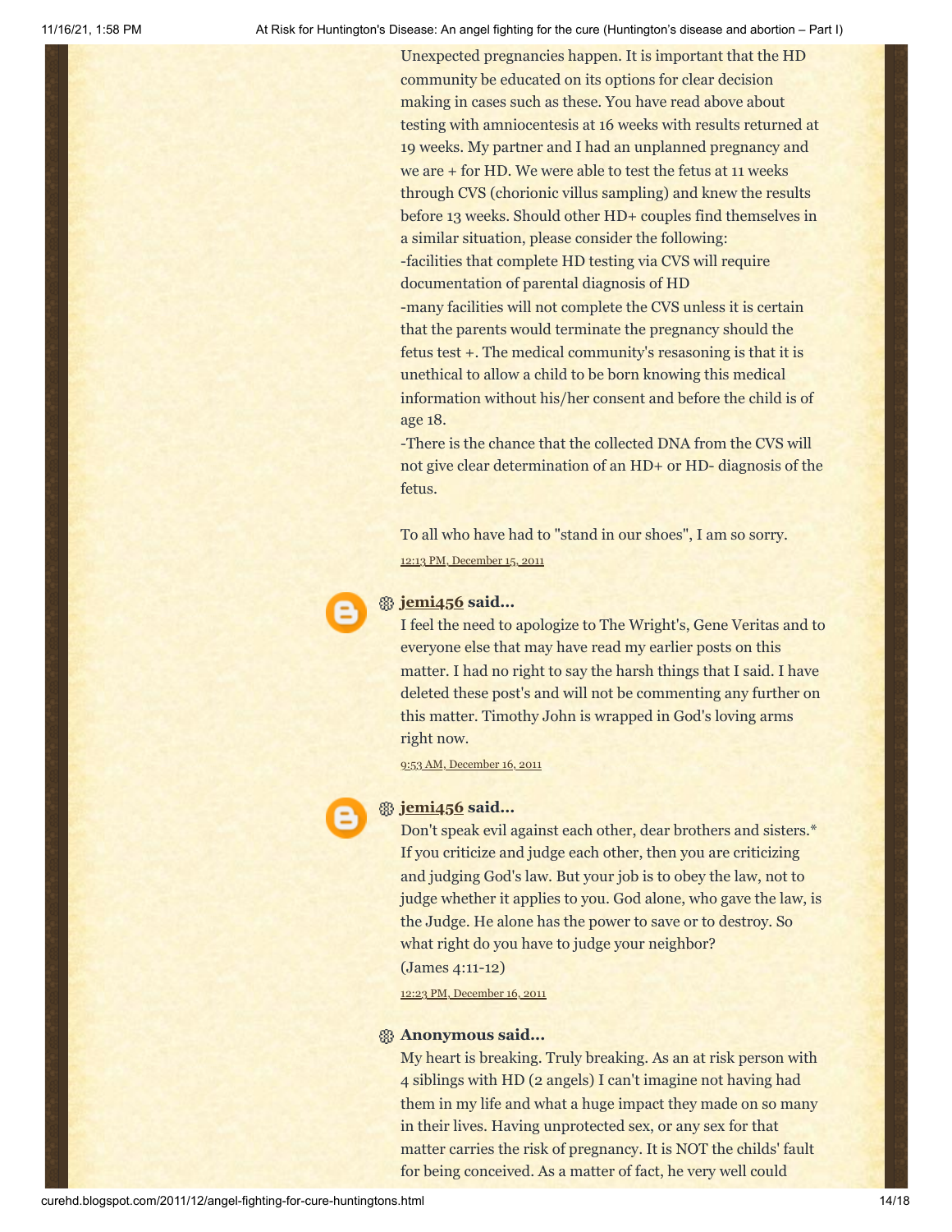Unexpected pregnancies happen. It is important that the HD community be educated on its options for clear decision making in cases such as these. You have read above about testing with amniocentesis at 16 weeks with results returned at 19 weeks. My partner and I had an unplanned pregnancy and we are + for HD. We were able to test the fetus at 11 weeks through CVS (chorionic villus sampling) and knew the results before 13 weeks. Should other HD+ couples find themselves in a similar situation, please consider the following:
-facilities that complete HD testing via CVS will require documentation of parental diagnosis of HD
-many facilities will not complete the CVS unless it is certain that the parents would terminate the pregnancy should the fetus test +. The medical community's resasoning is that it is unethical to allow a child to be born knowing this medical information without his/her consent and before the child is of age 18.
-There is the chance that the collected DNA from the CVS will not give clear determination of an HD+ or HD- diagnosis of the fetus.

To all who have had to "stand in our shoes", I am so sorry.

12:13 PM, December 15, 2011

**jemi456 said...**

I feel the need to apologize to The Wright's, Gene Veritas and to everyone else that may have read my earlier posts on this matter. I had no right to say the harsh things that I said. I have deleted these post's and will not be commenting any further on this matter. Timothy John is wrapped in God's loving arms right now.

9:53 AM, December 16, 2011

**jemi456 said...**

Don't speak evil against each other, dear brothers and sisters.* If you criticize and judge each other, then you are criticizing and judging God's law. But your job is to obey the law, not to judge whether it applies to you. God alone, who gave the law, is the Judge. He alone has the power to save or to destroy. So what right do you have to judge your neighbor?
(James 4:11-12)

12:23 PM, December 16, 2011

**Anonymous said...**

My heart is breaking. Truly breaking. As an at risk person with 4 siblings with HD (2 angels) I can't imagine not having had them in my life and what a huge impact they made on so many in their lives. Having unprotected sex, or any sex for that matter carries the risk of pregnancy. It is NOT the childs' fault for being conceived. As a matter of fact, he very well could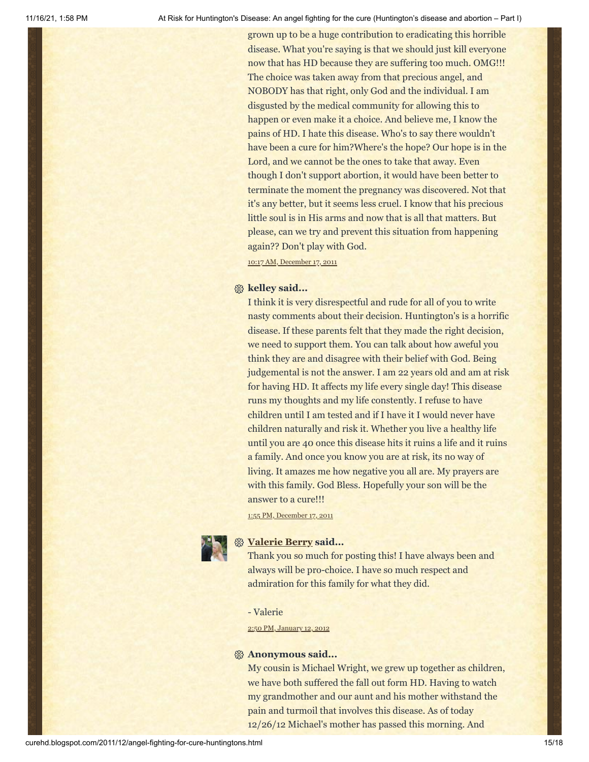grown up to be a huge contribution to eradicating this horrible disease. What you're saying is that we should just kill everyone now that has HD because they are suffering too much. OMG!!! The choice was taken away from that precious angel, and NOBODY has that right, only God and the individual. I am disgusted by the medical community for allowing this to happen or even make it a choice. And believe me, I know the pains of HD. I hate this disease. Who's to say there wouldn't have been a cure for him?Where's the hope? Our hope is in the Lord, and we cannot be the ones to take that away. Even though I don't support abortion, it would have been better to terminate the moment the pregnancy was discovered. Not that it's any better, but it seems less cruel. I know that his precious little soul is in His arms and now that is all that matters. But please, can we try and prevent this situation from happening again?? Don't play with God.

10:17 AM, December 17, 2011

**kelley said...**

I think it is very disrespectful and rude for all of you to write nasty comments about their decision. Huntington's is a horrific disease. If these parents felt that they made the right decision, we need to support them. You can talk about how aweful you think they are and disagree with their belief with God. Being judgemental is not the answer. I am 22 years old and am at risk for having HD. It affects my life every single day! This disease runs my thoughts and my life constently. I refuse to have children until I am tested and if I have it I would never have children naturally and risk it. Whether you live a healthy life until you are 40 once this disease hits it ruins a life and it ruins a family. And once you know you are at risk, its no way of living. It amazes me how negative you all are. My prayers are with this family. God Bless. Hopefully your son will be the answer to a cure!!!

1:55 PM, December 17, 2011

**Valerie Berry said...**

Thank you so much for posting this! I have always been and always will be pro-choice. I have so much respect and admiration for this family for what they did.

- Valerie

2:50 PM, January 12, 2012

**Anonymous said...**

My cousin is Michael Wright, we grew up together as children, we have both suffered the fall out form HD. Having to watch my grandmother and our aunt and his mother withstand the pain and turmoil that involves this disease. As of today 12/26/12 Michael's mother has passed this morning. And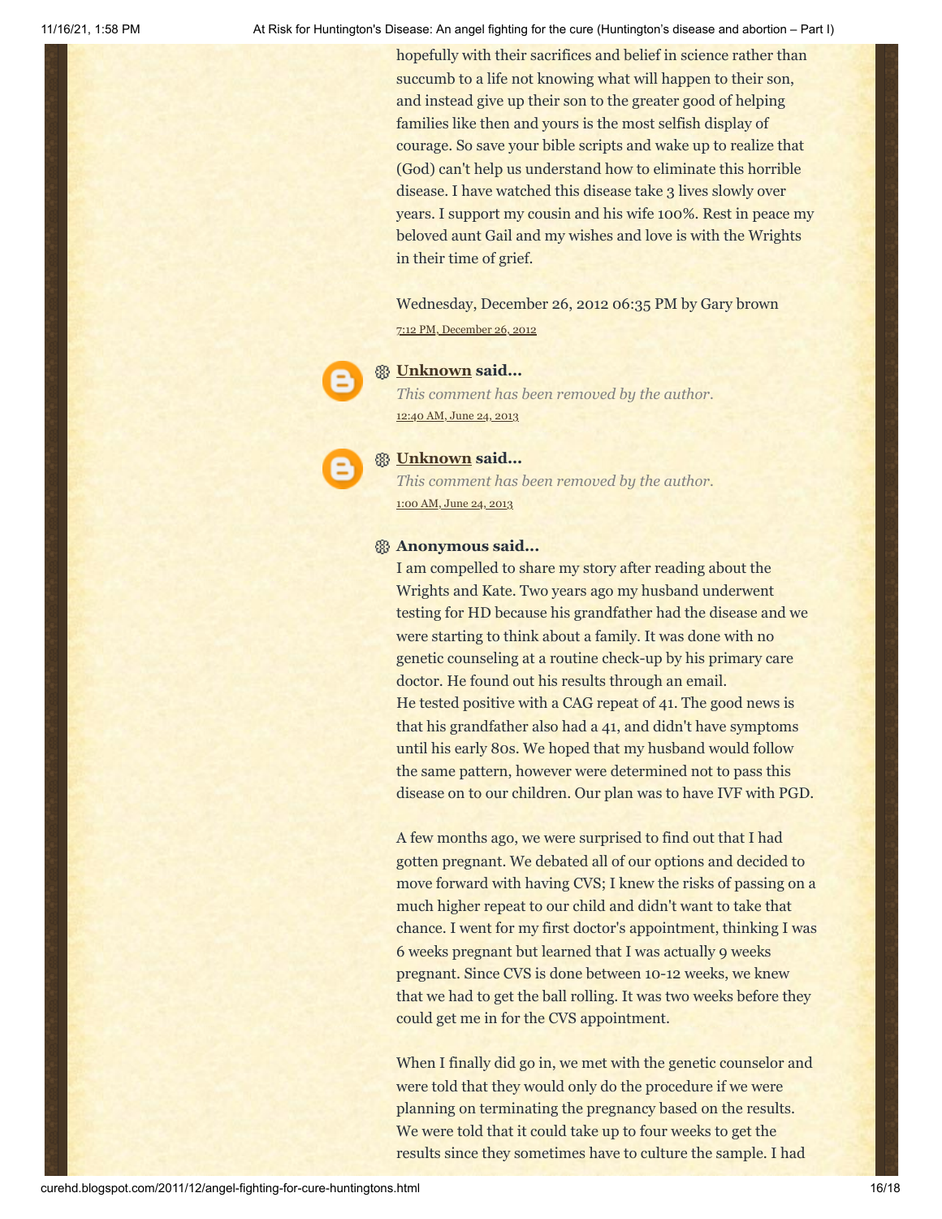hopefully with their sacrifices and belief in science rather than succumb to a life not knowing what will happen to their son, and instead give up their son to the greater good of helping families like then and yours is the most selfish display of courage. So save your bible scripts and wake up to realize that (God) can't help us understand how to eliminate this horrible disease. I have watched this disease take 3 lives slowly over years. I support my cousin and his wife 100%. Rest in peace my beloved aunt Gail and my wishes and love is with the Wrights in their time of grief.

Wednesday, December 26, 2012 06:35 PM by Gary brown

7:12 PM, December 26, 2012

**Unknown said...**

*This comment has been removed by the author.*

12:40 AM, June 24, 2013

**Unknown said...**

*This comment has been removed by the author.*

1:00 AM, June 24, 2013

**Anonymous said...**

I am compelled to share my story after reading about the Wrights and Kate. Two years ago my husband underwent testing for HD because his grandfather had the disease and we were starting to think about a family. It was done with no genetic counseling at a routine check-up by his primary care doctor. He found out his results through an email.
He tested positive with a CAG repeat of 41. The good news is that his grandfather also had a 41, and didn't have symptoms until his early 80s. We hoped that my husband would follow the same pattern, however were determined not to pass this disease on to our children. Our plan was to have IVF with PGD.

A few months ago, we were surprised to find out that I had gotten pregnant. We debated all of our options and decided to move forward with having CVS; I knew the risks of passing on a much higher repeat to our child and didn't want to take that chance. I went for my first doctor's appointment, thinking I was 6 weeks pregnant but learned that I was actually 9 weeks pregnant. Since CVS is done between 10-12 weeks, we knew that we had to get the ball rolling. It was two weeks before they could get me in for the CVS appointment.

When I finally did go in, we met with the genetic counselor and were told that they would only do the procedure if we were planning on terminating the pregnancy based on the results. We were told that it could take up to four weeks to get the results since they sometimes have to culture the sample. I had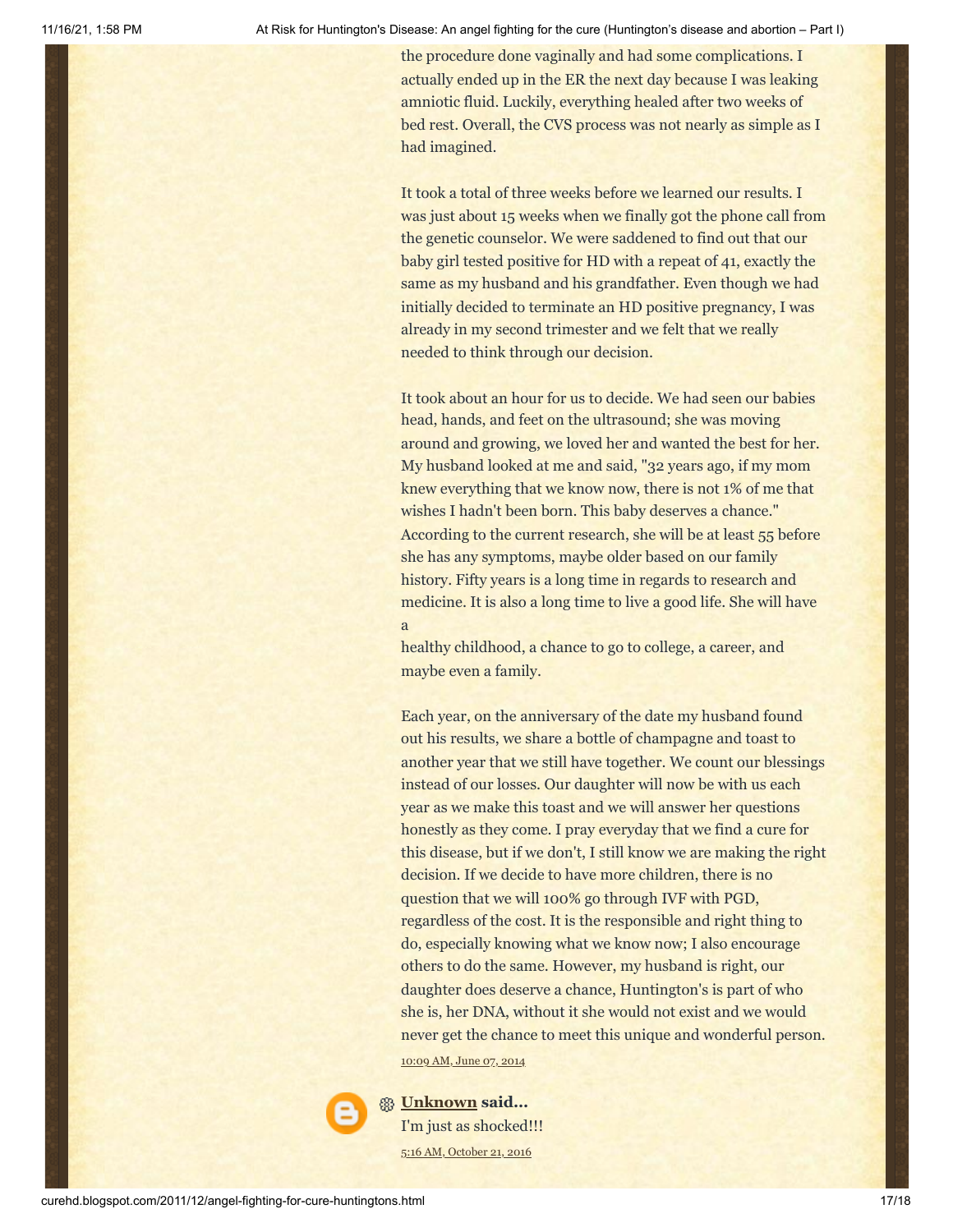the procedure done vaginally and had some complications. I actually ended up in the ER the next day because I was leaking amniotic fluid. Luckily, everything healed after two weeks of bed rest. Overall, the CVS process was not nearly as simple as I had imagined.

It took a total of three weeks before we learned our results. I was just about 15 weeks when we finally got the phone call from the genetic counselor. We were saddened to find out that our baby girl tested positive for HD with a repeat of 41, exactly the same as my husband and his grandfather. Even though we had initially decided to terminate an HD positive pregnancy, I was already in my second trimester and we felt that we really needed to think through our decision.

It took about an hour for us to decide. We had seen our babies head, hands, and feet on the ultrasound; she was moving around and growing, we loved her and wanted the best for her. My husband looked at me and said, "32 years ago, if my mom knew everything that we know now, there is not 1% of me that wishes I hadn't been born. This baby deserves a chance." According to the current research, she will be at least 55 before she has any symptoms, maybe older based on our family history. Fifty years is a long time in regards to research and medicine. It is also a long time to live a good life. She will have a healthy childhood, a chance to go to college, a career, and maybe even a family.

Each year, on the anniversary of the date my husband found out his results, we share a bottle of champagne and toast to another year that we still have together. We count our blessings instead of our losses. Our daughter will now be with us each year as we make this toast and we will answer her questions honestly as they come. I pray everyday that we find a cure for this disease, but if we don't, I still know we are making the right decision. If we decide to have more children, there is no question that we will 100% go through IVF with PGD, regardless of the cost. It is the responsible and right thing to do, especially knowing what we know now; I also encourage others to do the same. However, my husband is right, our daughter does deserve a chance, Huntington's is part of who she is, her DNA, without it she would not exist and we would never get the chance to meet this unique and wonderful person.

10:09 AM, June 07, 2014

**Unknown said...**

I'm just as shocked!!!

5:16 AM, October 21, 2016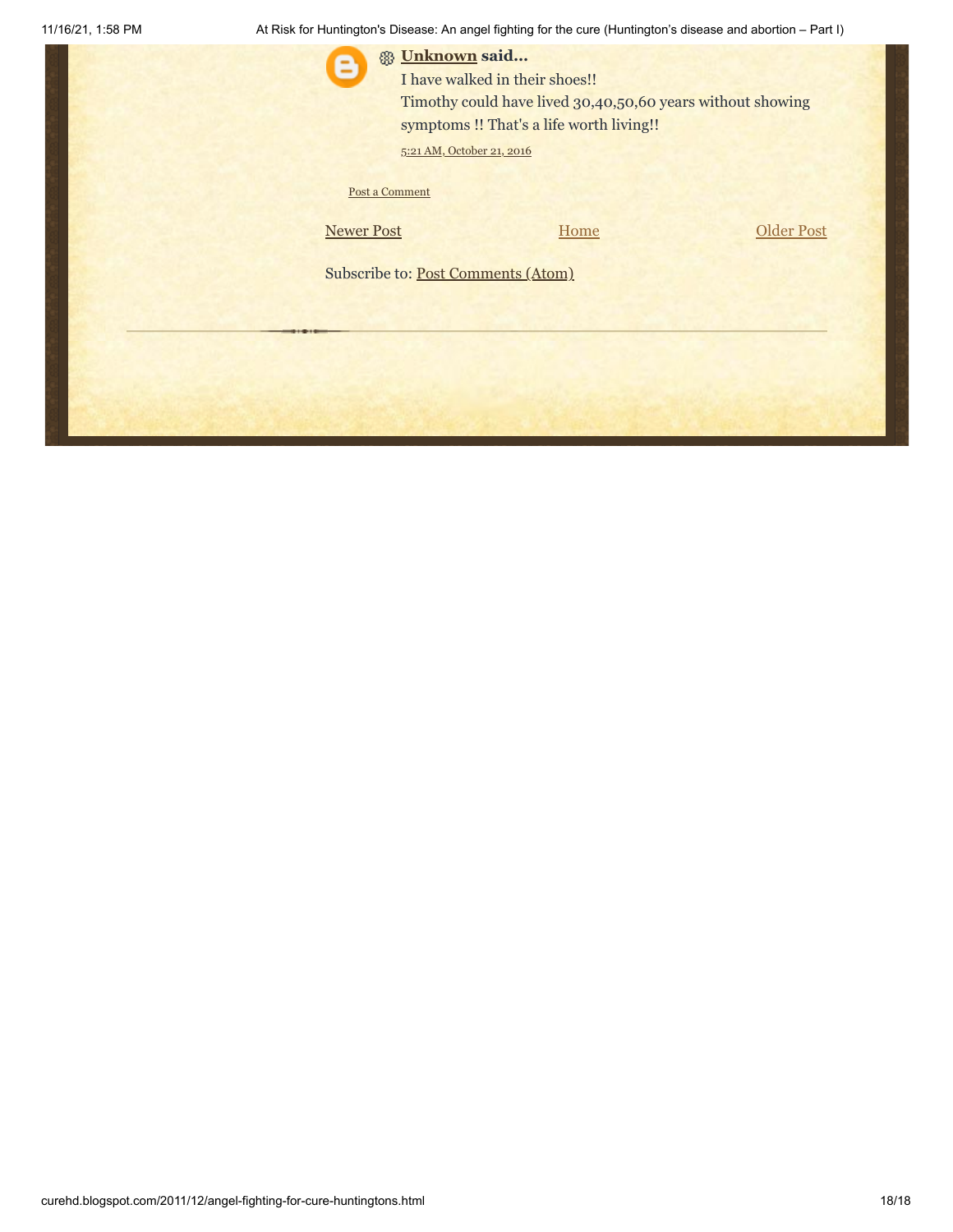**Unknown said...**

I have walked in their shoes!!
Timothy could have lived 30,40,50,60 years without showing symptoms !! That's a life worth living!!

5:21 AM, October 21, 2016

Post a Comment

Newer Post    Home    Older Post

Subscribe to: Post Comments (Atom)